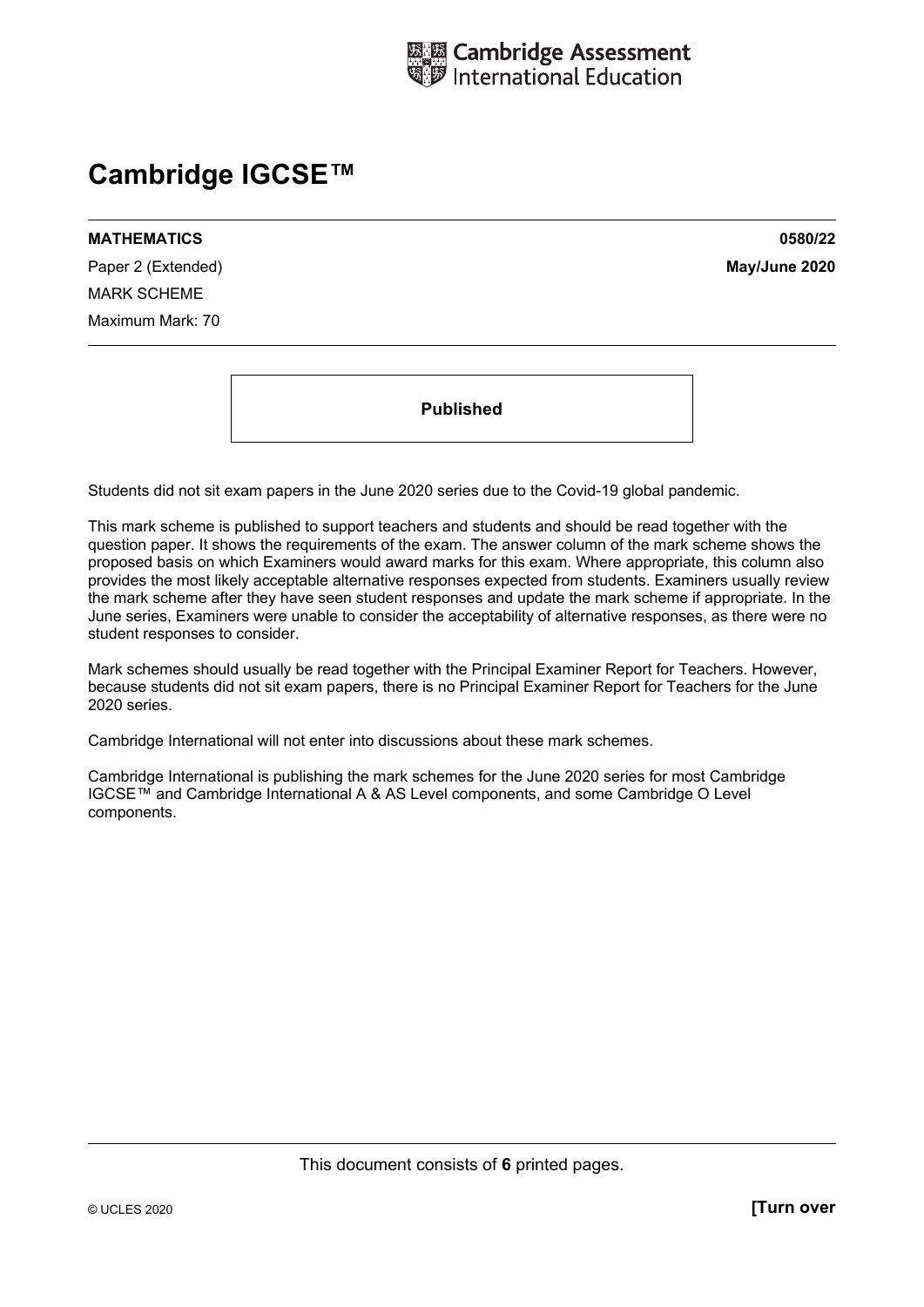Cambridge Assessment International Education

# Cambridge IGCSE™

**MATHEMATICS** **0580/22**

Paper 2 (Extended) **May/June 2020**

MARK SCHEME

Maximum Mark: 70

**Published**

Students did not sit exam papers in the June 2020 series due to the Covid-19 global pandemic.

This mark scheme is published to support teachers and students and should be read together with the question paper. It shows the requirements of the exam. The answer column of the mark scheme shows the proposed basis on which Examiners would award marks for this exam. Where appropriate, this column also provides the most likely acceptable alternative responses expected from students. Examiners usually review the mark scheme after they have seen student responses and update the mark scheme if appropriate. In the June series, Examiners were unable to consider the acceptability of alternative responses, as there were no student responses to consider.

Mark schemes should usually be read together with the Principal Examiner Report for Teachers. However, because students did not sit exam papers, there is no Principal Examiner Report for Teachers for the June 2020 series.

Cambridge International will not enter into discussions about these mark schemes.

Cambridge International is publishing the mark schemes for the June 2020 series for most Cambridge IGCSE™ and Cambridge International A & AS Level components, and some Cambridge O Level components.

This document consists of **6** printed pages.

© UCLES 2020 **[Turn over**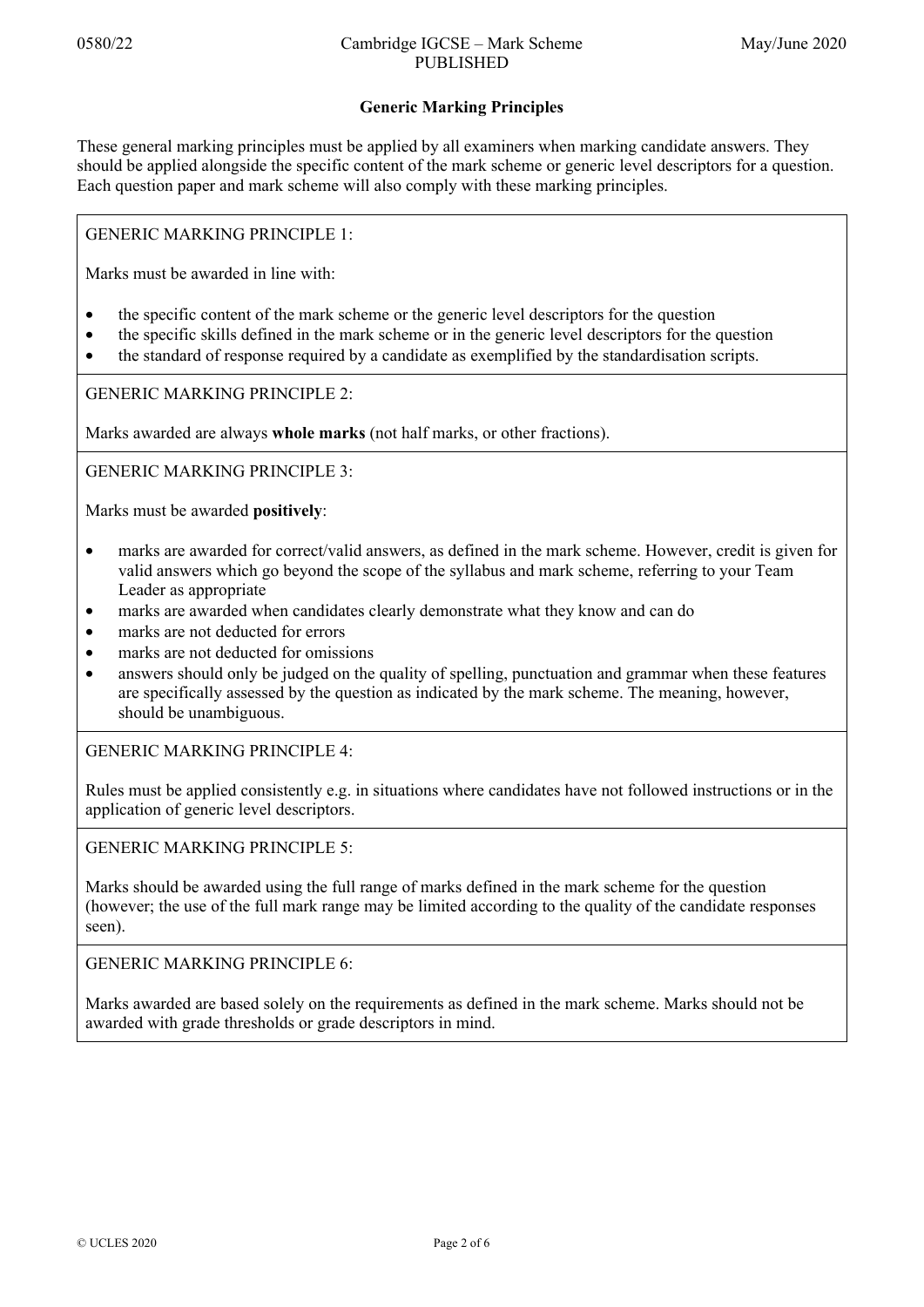## Generic Marking Principles

These general marking principles must be applied by all examiners when marking candidate answers. They should be applied alongside the specific content of the mark scheme or generic level descriptors for a question. Each question paper and mark scheme will also comply with these marking principles.

GENERIC MARKING PRINCIPLE 1:

Marks must be awarded in line with:

- the specific content of the mark scheme or the generic level descriptors for the question
- the specific skills defined in the mark scheme or in the generic level descriptors for the question
- the standard of response required by a candidate as exemplified by the standardisation scripts.

GENERIC MARKING PRINCIPLE 2:

Marks awarded are always **whole marks** (not half marks, or other fractions).

GENERIC MARKING PRINCIPLE 3:

Marks must be awarded **positively**:

- marks are awarded for correct/valid answers, as defined in the mark scheme. However, credit is given for valid answers which go beyond the scope of the syllabus and mark scheme, referring to your Team Leader as appropriate
- marks are awarded when candidates clearly demonstrate what they know and can do
- marks are not deducted for errors
- marks are not deducted for omissions
- answers should only be judged on the quality of spelling, punctuation and grammar when these features are specifically assessed by the question as indicated by the mark scheme. The meaning, however, should be unambiguous.

GENERIC MARKING PRINCIPLE 4:

Rules must be applied consistently e.g. in situations where candidates have not followed instructions or in the application of generic level descriptors.

GENERIC MARKING PRINCIPLE 5:

Marks should be awarded using the full range of marks defined in the mark scheme for the question (however; the use of the full mark range may be limited according to the quality of the candidate responses seen).

GENERIC MARKING PRINCIPLE 6:

Marks awarded are based solely on the requirements as defined in the mark scheme. Marks should not be awarded with grade thresholds or grade descriptors in mind.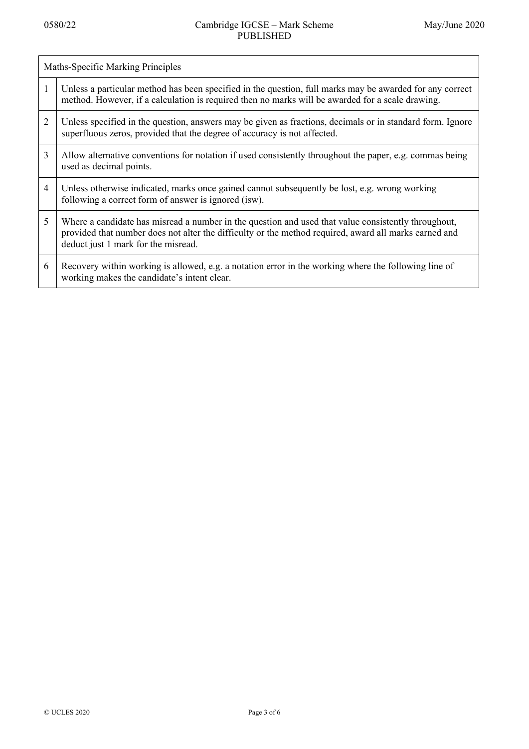| Maths-Specific Marking Principles | |
|---|---|
| 1 | Unless a particular method has been specified in the question, full marks may be awarded for any correct method. However, if a calculation is required then no marks will be awarded for a scale drawing. |
| 2 | Unless specified in the question, answers may be given as fractions, decimals or in standard form. Ignore superfluous zeros, provided that the degree of accuracy is not affected. |
| 3 | Allow alternative conventions for notation if used consistently throughout the paper, e.g. commas being used as decimal points. |
| 4 | Unless otherwise indicated, marks once gained cannot subsequently be lost, e.g. wrong working following a correct form of answer is ignored (isw). |
| 5 | Where a candidate has misread a number in the question and used that value consistently throughout, provided that number does not alter the difficulty or the method required, award all marks earned and deduct just 1 mark for the misread. |
| 6 | Recovery within working is allowed, e.g. a notation error in the working where the following line of working makes the candidate's intent clear. |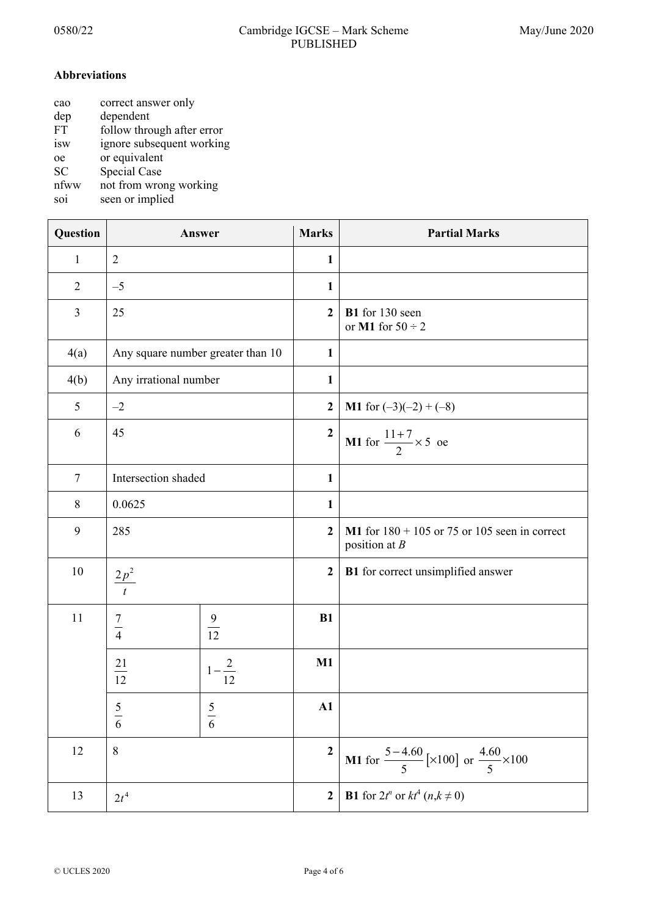## Abbreviations

cao correct answer only
dep dependent
FT follow through after error
isw ignore subsequent working
oe or equivalent
SC Special Case
nfww not from wrong working
soi seen or implied

| Question | Answer | | Marks | Partial Marks |
|---|---|---|---|---|
| 1 | 2 | | **1** | |
| 2 | –5 | | **1** | |
| 3 | 25 | | **2** | **B1** for 130 seen<br>or **M1** for $50 \div 2$ |
| 4(a) | Any square number greater than 10 | | **1** | |
| 4(b) | Any irrational number | | **1** | |
| 5 | –2 | | **2** | **M1** for $(-3)(-2) + (-8)$ |
| 6 | 45 | | **2** | **M1** for $\frac{11+7}{2} \times 5$ oe |
| 7 | Intersection shaded | | **1** | |
| 8 | 0.0625 | | **1** | |
| 9 | 285 | | **2** | **M1** for 180 + 105 or 75 or 105 seen in correct position at *B* |
| 10 | $\frac{2p^2}{t}$ | | **2** | **B1** for correct unsimplified answer |
| 11 | $\frac{7}{4}$ | $\frac{9}{12}$ | **B1** | |
| | $\frac{21}{12}$ | $1 - \frac{2}{12}$ | **M1** | |
| | $\frac{5}{6}$ | $\frac{5}{6}$ | **A1** | |
| 12 | 8 | | **2** | **M1** for $\frac{5-4.60}{5}\,[\times 100]$ or $\frac{4.60}{5} \times 100$ |
| 13 | $2t^4$ | | **2** | **B1** for $2t^n$ or $kt^4$ $(n, k \neq 0)$ |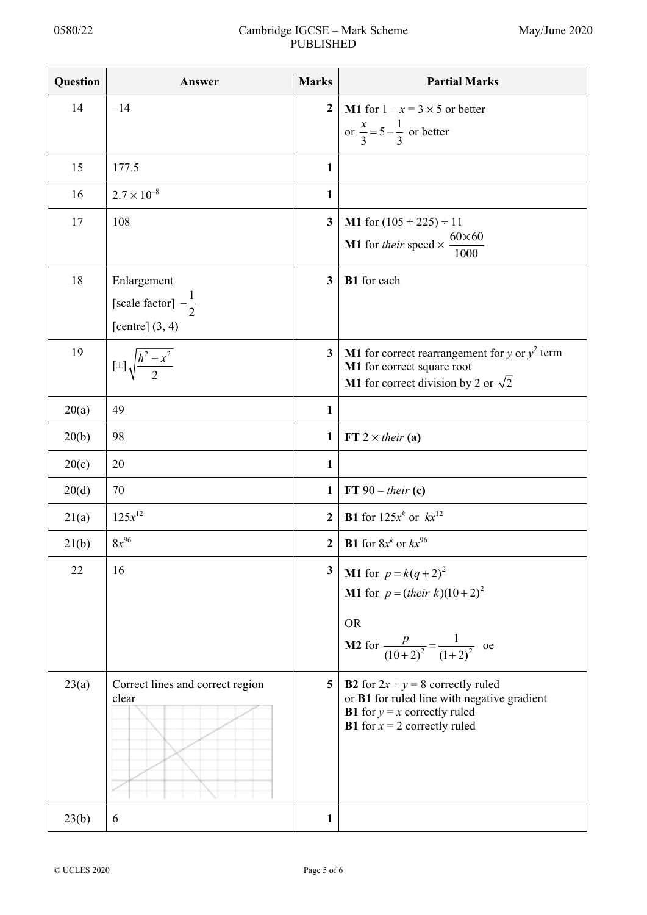| Question | Answer | Marks | Partial Marks |
|---|---|---|---|
| 14 | –14 | 2 | **M1** for $1 - x = 3 \times 5$ or better<br>or $\frac{x}{3} = 5 - \frac{1}{3}$ or better |
| 15 | 177.5 | 1 | |
| 16 | $2.7 \times 10^{-8}$ | 1 | |
| 17 | 108 | 3 | **M1** for $(105 + 225) \div 11$<br>**M1** for *their* speed $\times \frac{60 \times 60}{1000}$ |
| 18 | Enlargement<br>[scale factor] $-\frac{1}{2}$<br>[centre] (3, 4) | 3 | **B1** for each |
| 19 | $[\pm]\sqrt{\frac{h^2 - x^2}{2}}$ | 3 | **M1** for correct rearrangement for $y$ or $y^2$ term<br>**M1** for correct square root<br>**M1** for correct division by 2 or $\sqrt{2}$ |
| 20(a) | 49 | 1 | |
| 20(b) | 98 | 1 | **FT** $2 \times$ *their* **(a)** |
| 20(c) | 20 | 1 | |
| 20(d) | 70 | 1 | **FT** 90 – *their* **(c)** |
| 21(a) | $125x^{12}$ | 2 | **B1** for $125x^k$ or $kx^{12}$ |
| 21(b) | $8x^{96}$ | 2 | **B1** for $8x^k$ or $kx^{96}$ |
| 22 | 16 | 3 | **M1** for $p = k(q+2)^2$<br>**M1** for $p = (their\ k)(10+2)^2$<br><br>OR<br>**M2** for $\frac{p}{(10+2)^2} = \frac{1}{(1+2)^2}$ oe |
| 23(a) | Correct lines and correct region clear | 5 | **B2** for $2x + y = 8$ correctly ruled<br>or **B1** for ruled line with negative gradient<br>**B1** for $y = x$ correctly ruled<br>**B1** for $x = 2$ correctly ruled |
| 23(b) | 6 | 1 | |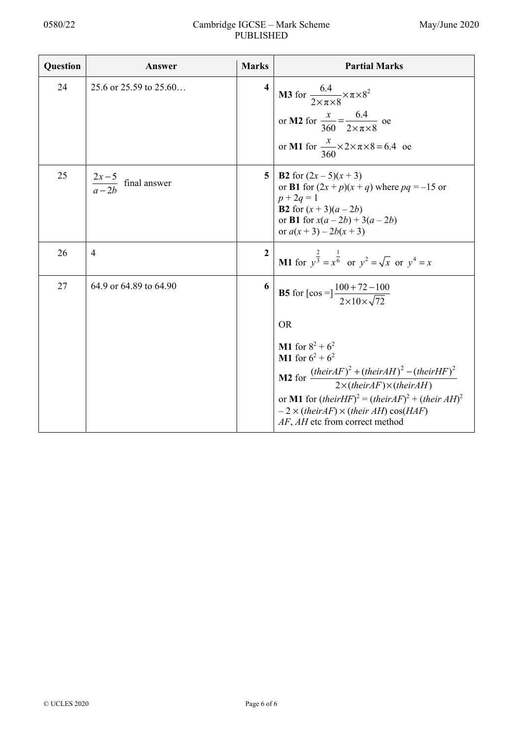| Question | Answer | Marks | Partial Marks |
| --- | --- | --- | --- |
| 24 | 25.6 or 25.59 to 25.60… | **4** | **M3** for $\dfrac{6.4}{2\times\pi\times8}\times\pi\times8^2$<br>or **M2** for $\dfrac{x}{360}=\dfrac{6.4}{2\times\pi\times8}$ oe<br>or **M1** for $\dfrac{x}{360}\times2\times\pi\times8=6.4$ oe |
| 25 | $\dfrac{2x-5}{a-2b}$ final answer | **5** | **B2** for $(2x-5)(x+3)$<br>or **B1** for $(2x+p)(x+q)$ where $pq=-15$ or $p+2q=1$<br>**B2** for $(x+3)(a-2b)$<br>or **B1** for $x(a-2b)+3(a-2b)$<br>or $a(x+3)-2b(x+3)$ |
| 26 | 4 | **2** | **M1** for $y^{\frac{2}{3}}=x^{\frac{1}{6}}$ or $y^2=\sqrt{x}$ or $y^4=x$ |
| 27 | 64.9 or 64.89 to 64.90 | **6** | **B5** for [cos =] $\dfrac{100+72-100}{2\times10\times\sqrt{72}}$<br><br>OR<br><br>**M1** for $8^2+6^2$<br>**M1** for $6^2+6^2$<br>**M2** for $\dfrac{(theirAF)^2+(theirAH)^2-(theirHF)^2}{2\times(theirAF)\times(theirAH)}$<br>or **M1** for $(theirHF)^2=(theirAF)^2+(their\ AH)^2-2\times(theirAF)\times(their\ AH)\cos(HAF)$<br>$AF$, $AH$ etc from correct method |